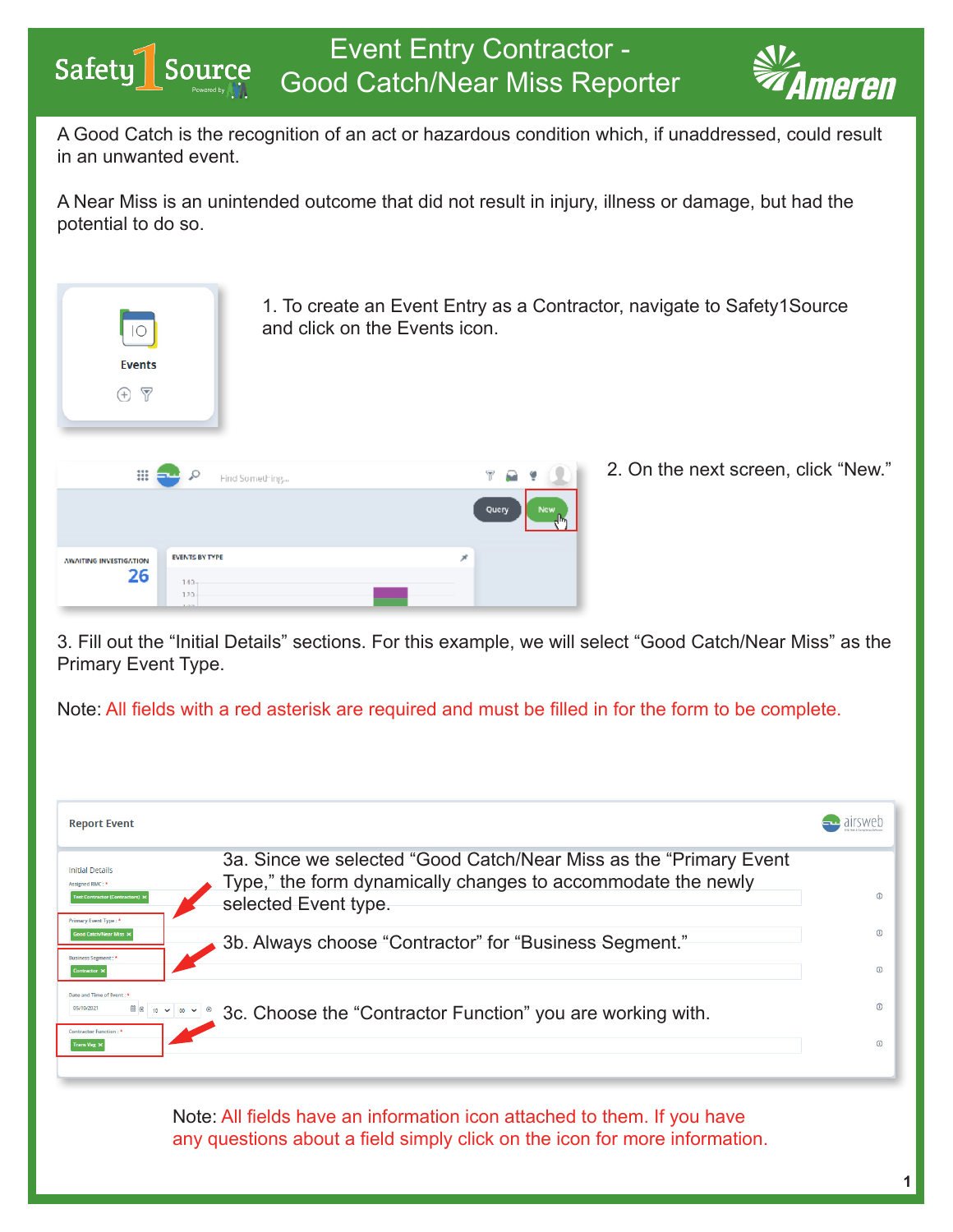# Event Entry Contractor - Good Catch/Near Miss Reporter

A Good Catch is the recognition of an act or hazardous condition which, if unaddressed, could result in an unwanted event.

A Near Miss is an unintended outcome that did not result in injury, illness or damage, but had the potential to do so.

1. To create an Event Entry as a Contractor, navigate to Safety1Source and click on the Events icon.

2. On the next screen, click “New.”

3. Fill out the “Initial Details” sections. For this example, we will select “Good Catch/Near Miss” as the Primary Event Type.

Note: All fields with a red asterisk are required and must be filled in for the form to be complete.

3a. Since we selected “Good Catch/Near Miss as the “Primary Event Type,” the form dynamically changes to accommodate the newly selected Event type.

3b. Always choose “Contractor” for “Business Segment.”

3c. Choose the “Contractor Function” you are working with.

Note: All fields have an information icon attached to them. If you have any questions about a field simply click on the icon for more information.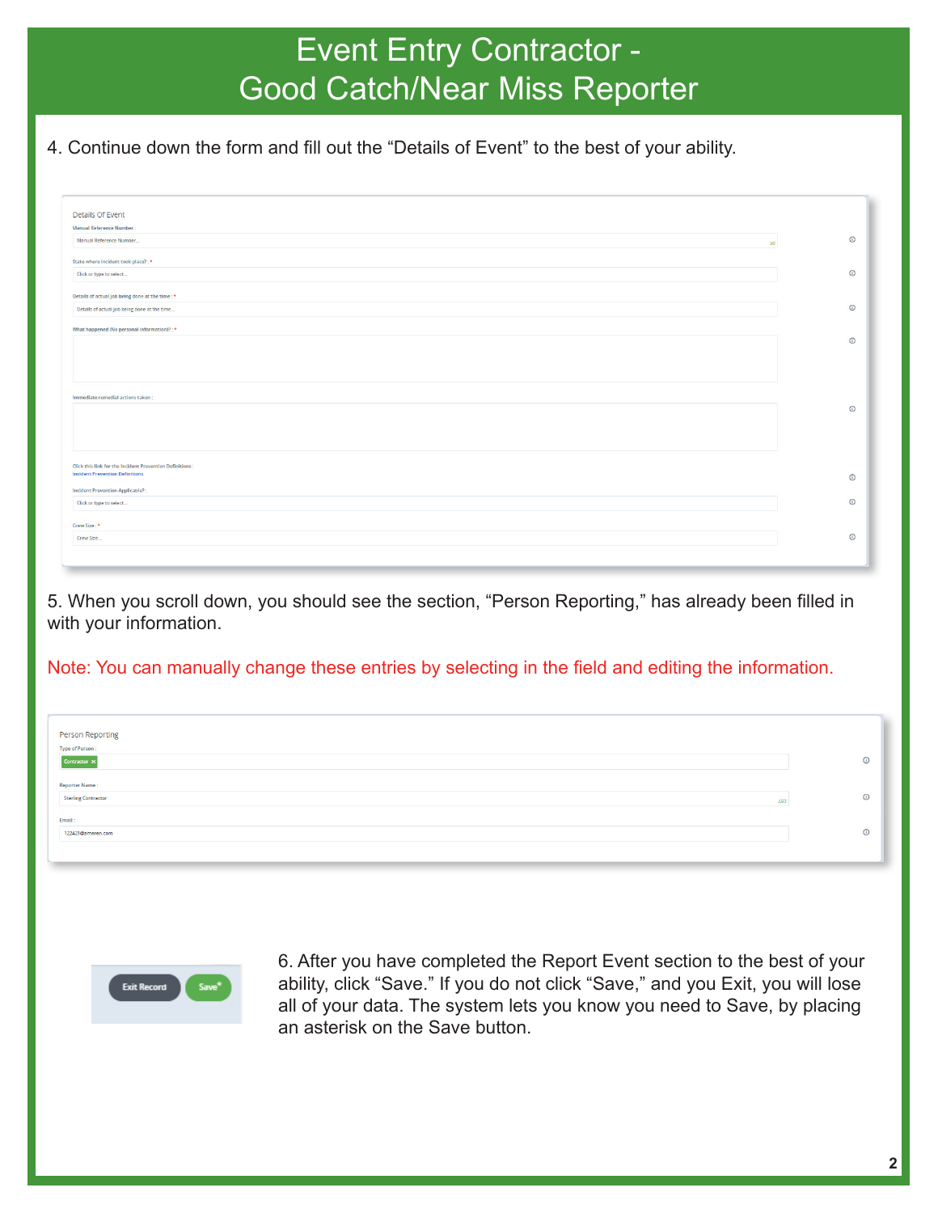# Event Entry Contractor - Good Catch/Near Miss Reporter

4. Continue down the form and fill out the "Details of Event" to the best of your ability.

Details Of Event

Manual Reference Number :

Manual Reference Number...

State where incident took place? : *

Click or type to select...

Details of actual job being done at the time : *

Details of actual job being done at the time...

What happened (No personal information)? : *

Immediate remedial actions taken :

Click this link for the Incident Prevention Definitions :
Incident Prevention Definitions

Incident Prevention Applicable? :

Click or type to select...

Crew Size : *

Crew Size...

5. When you scroll down, you should see the section, "Person Reporting," has already been filled in with your information.

Note: You can manually change these entries by selecting in the field and editing the information.

Person Reporting

Type of Person :

Contractor ×

Reporter Name :

Sterling Contractor

Email :

122421@ameren.com

Exit Record | Save*

6. After you have completed the Report Event section to the best of your ability, click "Save." If you do not click "Save," and you Exit, you will lose all of your data. The system lets you know you need to Save, by placing an asterisk on the Save button.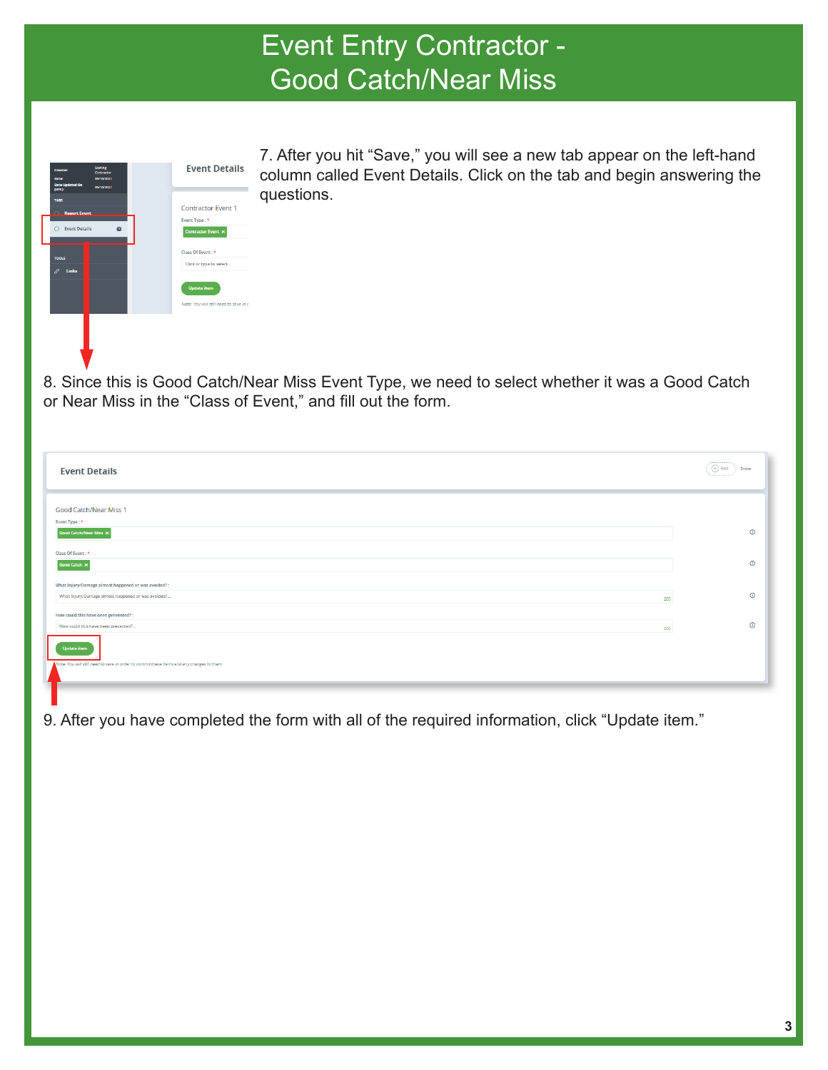# Event Entry Contractor - Good Catch/Near Miss

7. After you hit "Save," you will see a new tab appear on the left-hand column called Event Details. Click on the tab and begin answering the questions.

8. Since this is Good Catch/Near Miss Event Type, we need to select whether it was a Good Catch or Near Miss in the "Class of Event," and fill out the form.

9. After you have completed the form with all of the required information, click "Update item."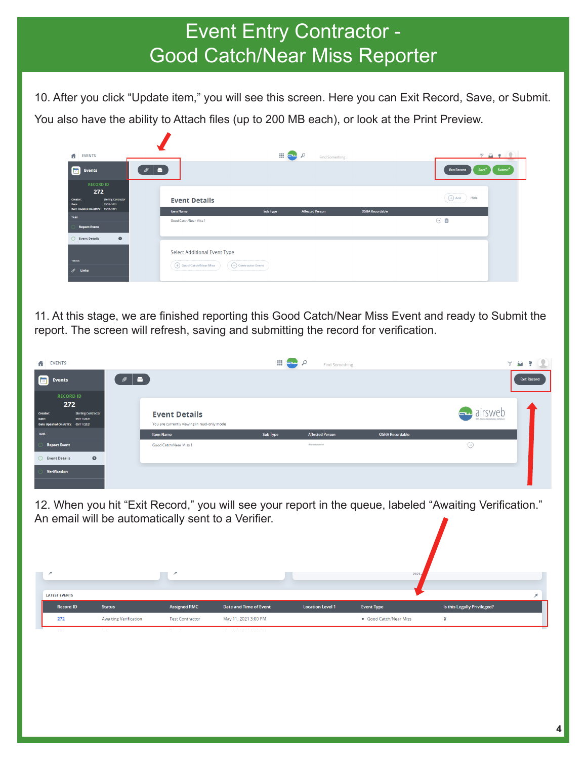# Event Entry Contractor - Good Catch/Near Miss Reporter

10. After you click "Update item," you will see this screen. Here you can Exit Record, Save, or Submit.

You also have the ability to Attach files (up to 200 MB each), or look at the Print Preview.

11. At this stage, we are finished reporting this Good Catch/Near Miss Event and ready to Submit the report. The screen will refresh, saving and submitting the record for verification.

12. When you hit "Exit Record," you will see your report in the queue, labeled "Awaiting Verification." An email will be automatically sent to a Verifier.